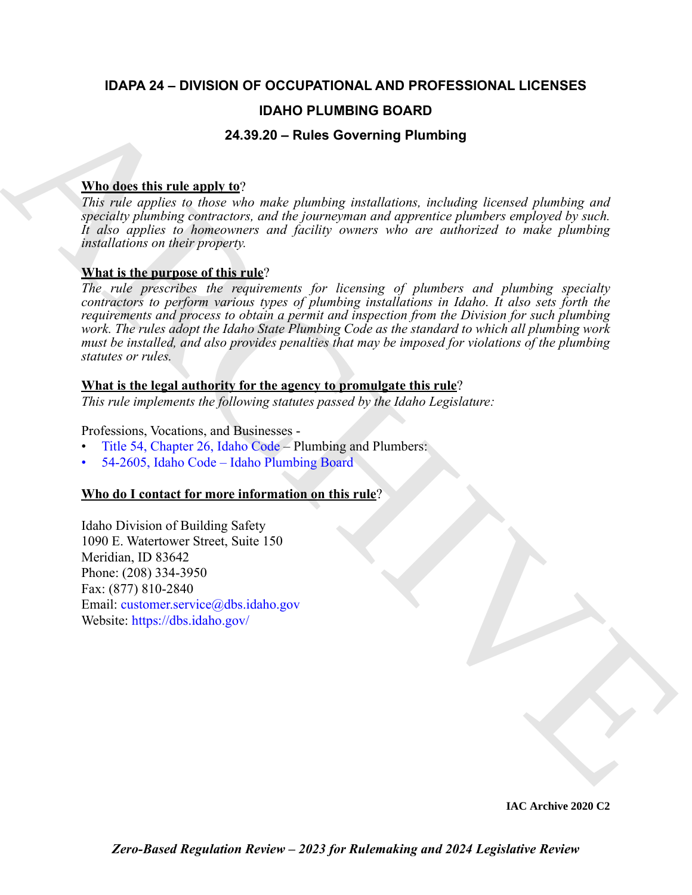# IDAPA 24 – DIVISION OF OCCUPATIONAL AND PROFESSIONAL LICENSES

## IDAHO PLUMBING BOARD

## 24.39.20 – Rules Governing Plumbing

**Who does this rule apply to**?

*This rule applies to those who make plumbing installations, including licensed plumbing and specialty plumbing contractors, and the journeyman and apprentice plumbers employed by such. It also applies to homeowners and facility owners who are authorized to make plumbing installations on their property.*

**What is the purpose of this rule**?

*The rule prescribes the requirements for licensing of plumbers and plumbing specialty contractors to perform various types of plumbing installations in Idaho. It also sets forth the requirements and process to obtain a permit and inspection from the Division for such plumbing work. The rules adopt the Idaho State Plumbing Code as the standard to which all plumbing work must be installed, and also provides penalties that may be imposed for violations of the plumbing statutes or rules.*

**What is the legal authority for the agency to promulgate this rule**?

*This rule implements the following statutes passed by the Idaho Legislature:*

Professions, Vocations, and Businesses -

- Title 54, Chapter 26, Idaho Code – Plumbing and Plumbers:
- 54-2605, Idaho Code – Idaho Plumbing Board

**Who do I contact for more information on this rule**?

Idaho Division of Building Safety
1090 E. Watertower Street, Suite 150
Meridian, ID 83642
Phone: (208) 334-3950
Fax: (877) 810-2840
Email: customer.service@dbs.idaho.gov
Website: https://dbs.idaho.gov/

IAC Archive 2020 C2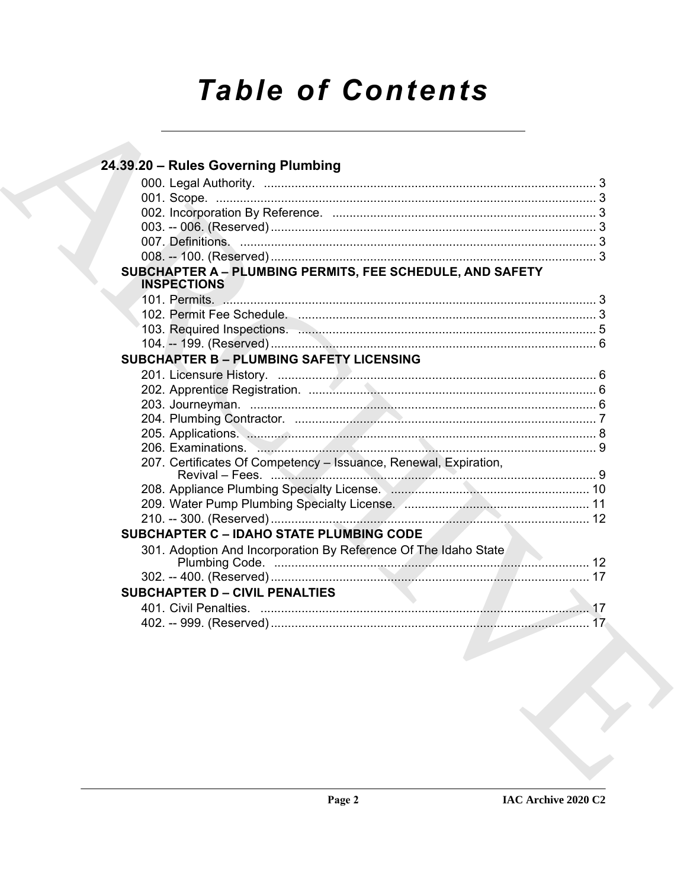# Table of Contents

## 24.39.20 – Rules Governing Plumbing

000. Legal Authority. ........................................................................................ 3
001. Scope. ........................................................................................ 3
002. Incorporation By Reference. ........................................................................................ 3
003. -- 006. (Reserved) ........................................................................................ 3
007. Definitions. ........................................................................................ 3
008. -- 100. (Reserved) ........................................................................................ 3

### SUBCHAPTER A – PLUMBING PERMITS, FEE SCHEDULE, AND SAFETY INSPECTIONS

101. Permits. ........................................................................................ 3
102. Permit Fee Schedule. ........................................................................................ 3
103. Required Inspections. ........................................................................................ 5
104. -- 199. (Reserved) ........................................................................................ 6

### SUBCHAPTER B – PLUMBING SAFETY LICENSING

201. Licensure History. ........................................................................................ 6
202. Apprentice Registration. ........................................................................................ 6
203. Journeyman. ........................................................................................ 6
204. Plumbing Contractor. ........................................................................................ 7
205. Applications. ........................................................................................ 8
206. Examinations. ........................................................................................ 9
207. Certificates Of Competency – Issuance, Renewal, Expiration, Revival – Fees. ........................................................................................ 9
208. Appliance Plumbing Specialty License. ........................................................................................ 10
209. Water Pump Plumbing Specialty License. ........................................................................................ 11
210. -- 300. (Reserved) ........................................................................................ 12

### SUBCHAPTER C – IDAHO STATE PLUMBING CODE

301. Adoption And Incorporation By Reference Of The Idaho State Plumbing Code. ........................................................................................ 12
302. -- 400. (Reserved) ........................................................................................ 17

### SUBCHAPTER D – CIVIL PENALTIES

401. Civil Penalties. ........................................................................................ 17
402. -- 999. (Reserved) ........................................................................................ 17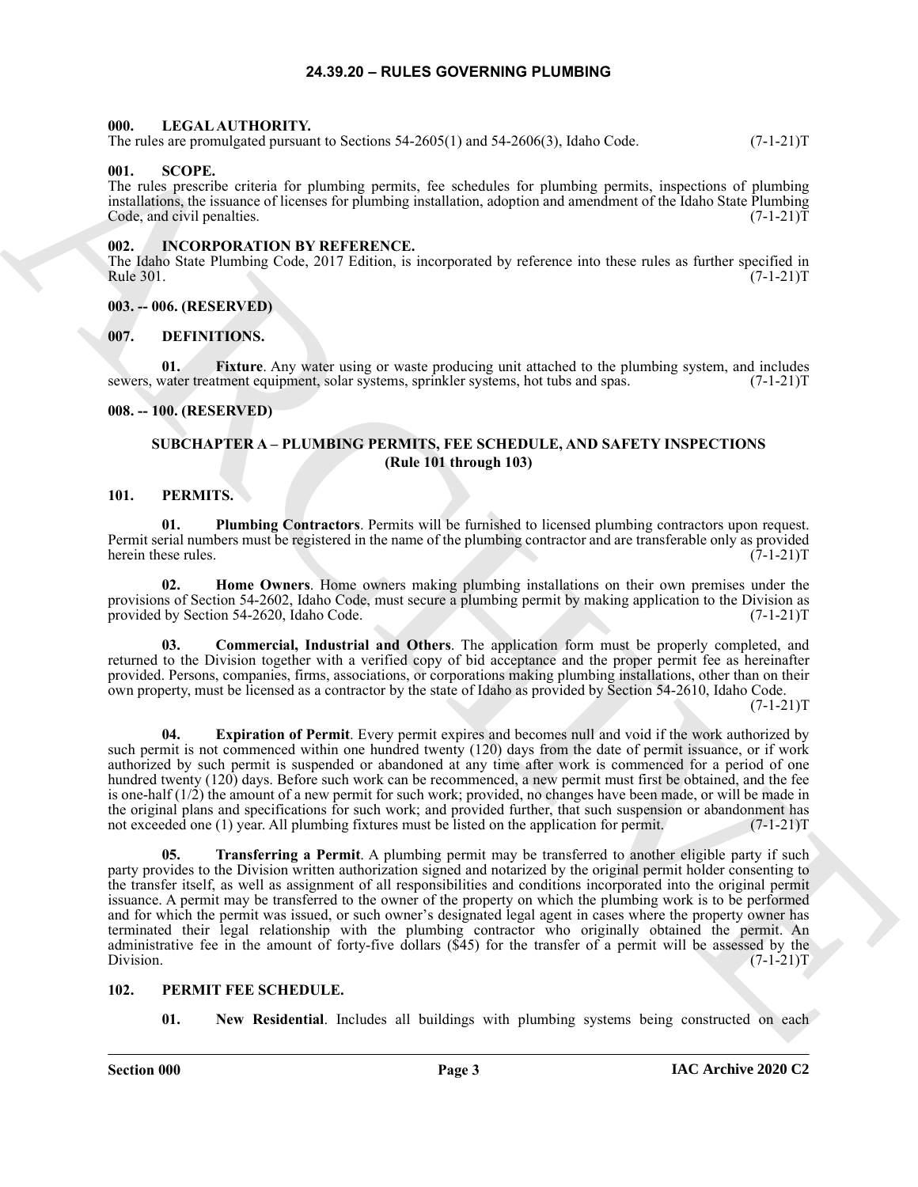# 24.39.20 – RULES GOVERNING PLUMBING

## 000. LEGAL AUTHORITY.

The rules are promulgated pursuant to Sections 54-2605(1) and 54-2606(3), Idaho Code. (7-1-21)T

## 001. SCOPE.

The rules prescribe criteria for plumbing permits, fee schedules for plumbing permits, inspections of plumbing installations, the issuance of licenses for plumbing installation, adoption and amendment of the Idaho State Plumbing Code, and civil penalties. (7-1-21)T

## 002. INCORPORATION BY REFERENCE.

The Idaho State Plumbing Code, 2017 Edition, is incorporated by reference into these rules as further specified in Rule 301. (7-1-21)T

## 003. -- 006. (RESERVED)

## 007. DEFINITIONS.

**01. Fixture**. Any water using or waste producing unit attached to the plumbing system, and includes sewers, water treatment equipment, solar systems, sprinkler systems, hot tubs and spas. (7-1-21)T

## 008. -- 100. (RESERVED)

## SUBCHAPTER A – PLUMBING PERMITS, FEE SCHEDULE, AND SAFETY INSPECTIONS (Rule 101 through 103)

## 101. PERMITS.

**01. Plumbing Contractors**. Permits will be furnished to licensed plumbing contractors upon request. Permit serial numbers must be registered in the name of the plumbing contractor and are transferable only as provided herein these rules. (7-1-21)T

**02. Home Owners**. Home owners making plumbing installations on their own premises under the provisions of Section 54-2602, Idaho Code, must secure a plumbing permit by making application to the Division as provided by Section 54-2620, Idaho Code. (7-1-21)T

**03. Commercial, Industrial and Others**. The application form must be properly completed, and returned to the Division together with a verified copy of bid acceptance and the proper permit fee as hereinafter provided. Persons, companies, firms, associations, or corporations making plumbing installations, other than on their own property, must be licensed as a contractor by the state of Idaho as provided by Section 54-2610, Idaho Code. (7-1-21)T

**04. Expiration of Permit**. Every permit expires and becomes null and void if the work authorized by such permit is not commenced within one hundred twenty (120) days from the date of permit issuance, or if work authorized by such permit is suspended or abandoned at any time after work is commenced for a period of one hundred twenty (120) days. Before such work can be recommenced, a new permit must first be obtained, and the fee is one-half (1/2) the amount of a new permit for such work; provided, no changes have been made, or will be made in the original plans and specifications for such work; and provided further, that such suspension or abandonment has not exceeded one (1) year. All plumbing fixtures must be listed on the application for permit. (7-1-21)T

**05. Transferring a Permit**. A plumbing permit may be transferred to another eligible party if such party provides to the Division written authorization signed and notarized by the original permit holder consenting to the transfer itself, as well as assignment of all responsibilities and conditions incorporated into the original permit issuance. A permit may be transferred to the owner of the property on which the plumbing work is to be performed and for which the permit was issued, or such owner's designated legal agent in cases where the property owner has terminated their legal relationship with the plumbing contractor who originally obtained the permit. An administrative fee in the amount of forty-five dollars ($45) for the transfer of a permit will be assessed by the Division. (7-1-21)T

## 102. PERMIT FEE SCHEDULE.

**01. New Residential**. Includes all buildings with plumbing systems being constructed on each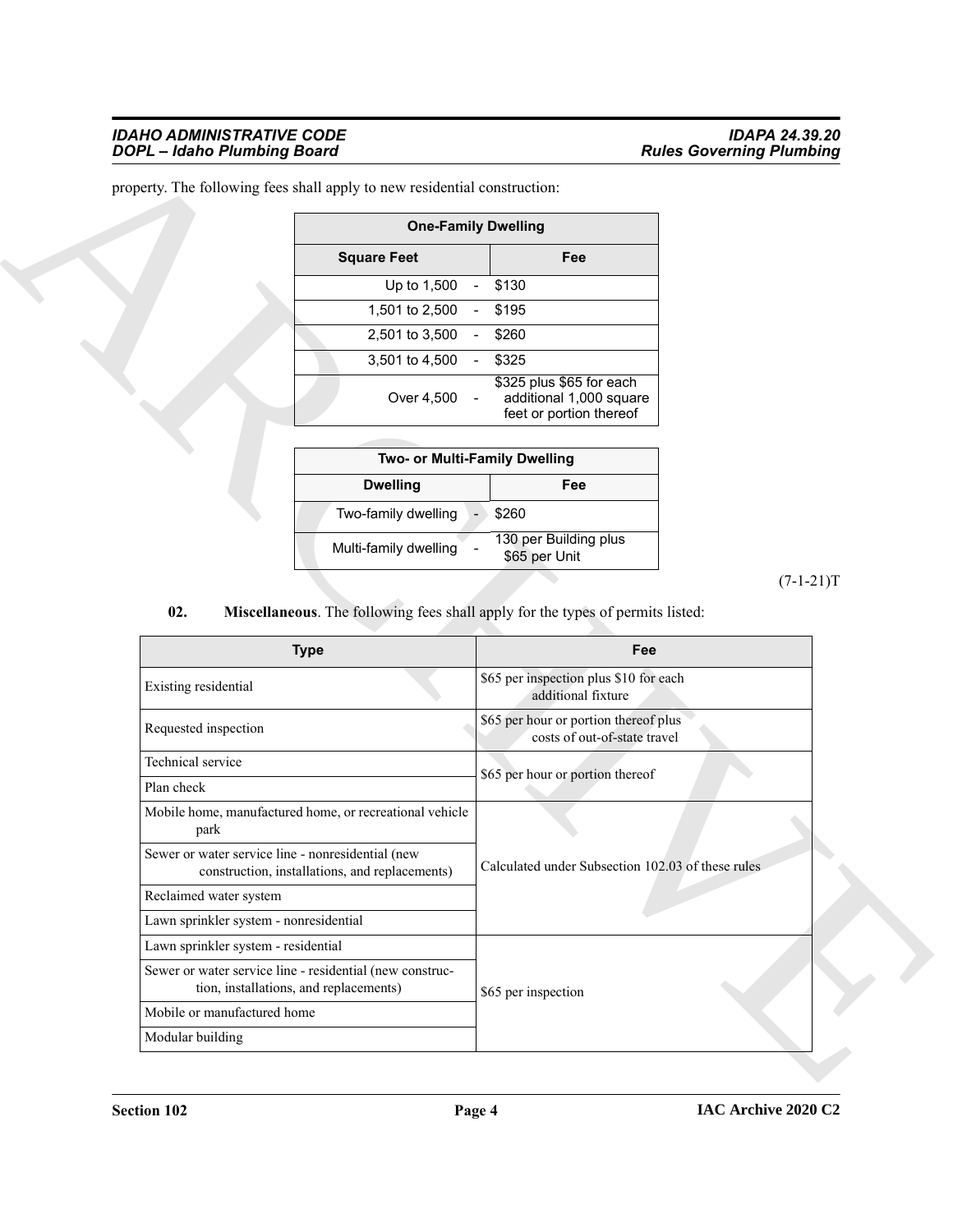property. The following fees shall apply to new residential construction:

| One-Family Dwelling | |
|---|---|
| **Square Feet** | **Fee** |
| Up to 1,500 - | $130 |
| 1,501 to 2,500 - | $195 |
| 2,501 to 3,500 - | $260 |
| 3,501 to 4,500 - | $325 |
| Over 4,500 - | $325 plus $65 for each additional 1,000 square feet or portion thereof |

| Two- or Multi-Family Dwelling | |
|---|---|
| **Dwelling** | **Fee** |
| Two-family dwelling - | $260 |
| Multi-family dwelling - | 130 per Building plus $65 per Unit |

(7-1-21)T

**02. Miscellaneous**. The following fees shall apply for the types of permits listed:

| Type | Fee |
|---|---|
| Existing residential | $65 per inspection plus $10 for each additional fixture |
| Requested inspection | $65 per hour or portion thereof plus costs of out-of-state travel |
| Technical service | $65 per hour or portion thereof |
| Plan check | |
| Mobile home, manufactured home, or recreational vehicle park | Calculated under Subsection 102.03 of these rules |
| Sewer or water service line - nonresidential (new construction, installations, and replacements) | |
| Reclaimed water system | |
| Lawn sprinkler system - nonresidential | |
| Lawn sprinkler system - residential | $65 per inspection |
| Sewer or water service line - residential (new construction, installations, and replacements) | |
| Mobile or manufactured home | |
| Modular building | |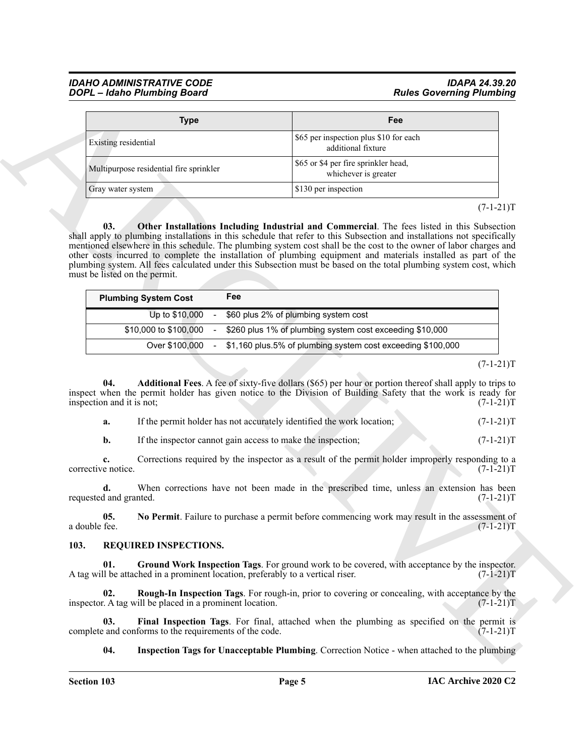| Type | Fee |
|---|---|
| Existing residential | $65 per inspection plus $10 for each additional fixture |
| Multipurpose residential fire sprinkler | $65 or $4 per fire sprinkler head, whichever is greater |
| Gray water system | $130 per inspection |

(7-1-21)T

**03. Other Installations Including Industrial and Commercial**. The fees listed in this Subsection shall apply to plumbing installations in this schedule that refer to this Subsection and installations not specifically mentioned elsewhere in this schedule. The plumbing system cost shall be the cost to the owner of labor charges and other costs incurred to complete the installation of plumbing equipment and materials installed as part of the plumbing system. All fees calculated under this Subsection must be based on the total plumbing system cost, which must be listed on the permit.

| Plumbing System Cost | | Fee |
|---|---|---|
| Up to $10,000 | - | $60 plus 2% of plumbing system cost |
| $10,000 to $100,000 | - | $260 plus 1% of plumbing system cost exceeding $10,000 |
| Over $100,000 | - | $1,160 plus.5% of plumbing system cost exceeding $100,000 |

(7-1-21)T

**04. Additional Fees**. A fee of sixty-five dollars ($65) per hour or portion thereof shall apply to trips to inspect when the permit holder has given notice to the Division of Building Safety that the work is ready for inspection and it is not; (7-1-21)T

**a.** If the permit holder has not accurately identified the work location; (7-1-21)T

**b.** If the inspector cannot gain access to make the inspection; (7-1-21)T

**c.** Corrections required by the inspector as a result of the permit holder improperly responding to a corrective notice. (7-1-21)T

**d.** When corrections have not been made in the prescribed time, unless an extension has been requested and granted. (7-1-21)T

**05. No Permit**. Failure to purchase a permit before commencing work may result in the assessment of a double fee. (7-1-21)T

## 103. REQUIRED INSPECTIONS.

**01. Ground Work Inspection Tags**. For ground work to be covered, with acceptance by the inspector. A tag will be attached in a prominent location, preferably to a vertical riser. (7-1-21)T

**02. Rough-In Inspection Tags**. For rough-in, prior to covering or concealing, with acceptance by the inspector. A tag will be placed in a prominent location. (7-1-21)T

**03. Final Inspection Tags**. For final, attached when the plumbing as specified on the permit is complete and conforms to the requirements of the code. (7-1-21)T

**04. Inspection Tags for Unacceptable Plumbing**. Correction Notice - when attached to the plumbing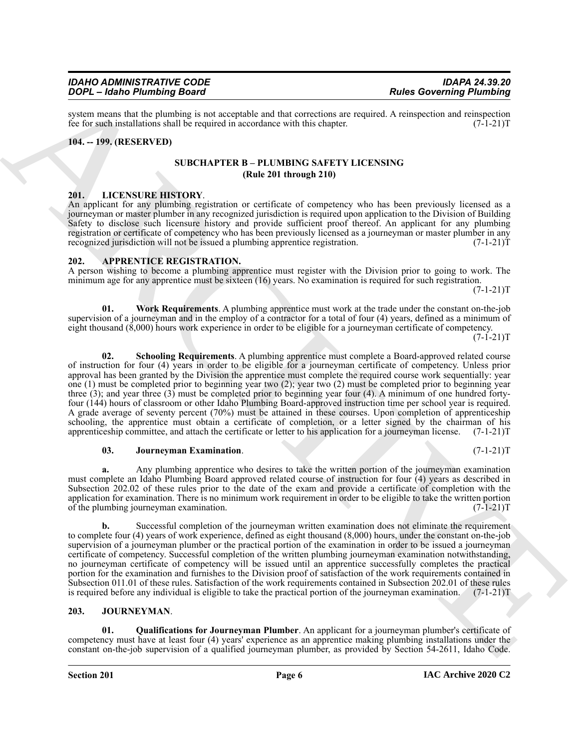system means that the plumbing is not acceptable and that corrections are required. A reinspection and reinspection fee for such installations shall be required in accordance with this chapter. (7-1-21)T

**104. -- 199. (RESERVED)**

## SUBCHAPTER B – PLUMBING SAFETY LICENSING
## (Rule 201 through 210)

**201. LICENSURE HISTORY**.

An applicant for any plumbing registration or certificate of competency who has been previously licensed as a journeyman or master plumber in any recognized jurisdiction is required upon application to the Division of Building Safety to disclose such licensure history and provide sufficient proof thereof. An applicant for any plumbing registration or certificate of competency who has been previously licensed as a journeyman or master plumber in any recognized jurisdiction will not be issued a plumbing apprentice registration. (7-1-21)T

**202. APPRENTICE REGISTRATION.**

A person wishing to become a plumbing apprentice must register with the Division prior to going to work. The minimum age for any apprentice must be sixteen (16) years. No examination is required for such registration. (7-1-21)T

**01. Work Requirements**. A plumbing apprentice must work at the trade under the constant on-the-job supervision of a journeyman and in the employ of a contractor for a total of four (4) years, defined as a minimum of eight thousand (8,000) hours work experience in order to be eligible for a journeyman certificate of competency. (7-1-21)T

**02. Schooling Requirements**. A plumbing apprentice must complete a Board-approved related course of instruction for four (4) years in order to be eligible for a journeyman certificate of competency. Unless prior approval has been granted by the Division the apprentice must complete the required course work sequentially: year one (1) must be completed prior to beginning year two (2); year two (2) must be completed prior to beginning year three (3); and year three (3) must be completed prior to beginning year four (4). A minimum of one hundred forty-four (144) hours of classroom or other Idaho Plumbing Board-approved instruction time per school year is required. A grade average of seventy percent (70%) must be attained in these courses. Upon completion of apprenticeship schooling, the apprentice must obtain a certificate of completion, or a letter signed by the chairman of his apprenticeship committee, and attach the certificate or letter to his application for a journeyman license. (7-1-21)T

**03. Journeyman Examination**. (7-1-21)T

**a.** Any plumbing apprentice who desires to take the written portion of the journeyman examination must complete an Idaho Plumbing Board approved related course of instruction for four (4) years as described in Subsection 202.02 of these rules prior to the date of the exam and provide a certificate of completion with the application for examination. There is no minimum work requirement in order to be eligible to take the written portion of the plumbing journeyman examination. (7-1-21)T

**b.** Successful completion of the journeyman written examination does not eliminate the requirement to complete four (4) years of work experience, defined as eight thousand (8,000) hours, under the constant on-the-job supervision of a journeyman plumber or the practical portion of the examination in order to be issued a journeyman certificate of competency. Successful completion of the written plumbing journeyman examination notwithstanding, no journeyman certificate of competency will be issued until an apprentice successfully completes the practical portion for the examination and furnishes to the Division proof of satisfaction of the work requirements contained in Subsection 011.01 of these rules. Satisfaction of the work requirements contained in Subsection 202.01 of these rules is required before any individual is eligible to take the practical portion of the journeyman examination. (7-1-21)T

**203. JOURNEYMAN**.

**01. Qualifications for Journeyman Plumber**. An applicant for a journeyman plumber's certificate of competency must have at least four (4) years' experience as an apprentice making plumbing installations under the constant on-the-job supervision of a qualified journeyman plumber, as provided by Section 54-2611, Idaho Code.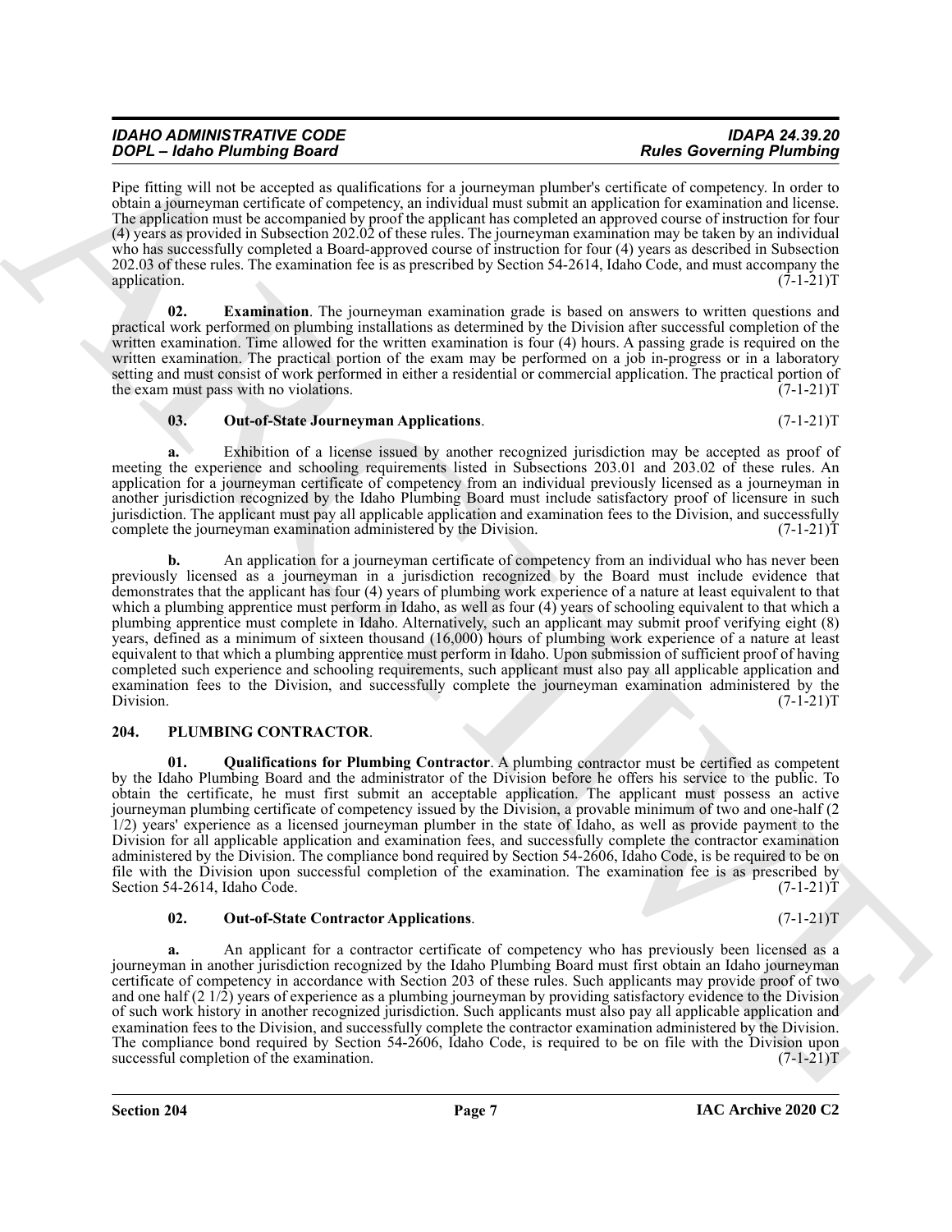Pipe fitting will not be accepted as qualifications for a journeyman plumber's certificate of competency. In order to obtain a journeyman certificate of competency, an individual must submit an application for examination and license. The application must be accompanied by proof the applicant has completed an approved course of instruction for four (4) years as provided in Subsection 202.02 of these rules. The journeyman examination may be taken by an individual who has successfully completed a Board-approved course of instruction for four (4) years as described in Subsection 202.03 of these rules. The examination fee is as prescribed by Section 54-2614, Idaho Code, and must accompany the application. (7-1-21)T

**02. Examination**. The journeyman examination grade is based on answers to written questions and practical work performed on plumbing installations as determined by the Division after successful completion of the written examination. Time allowed for the written examination is four (4) hours. A passing grade is required on the written examination. The practical portion of the exam may be performed on a job in-progress or in a laboratory setting and must consist of work performed in either a residential or commercial application. The practical portion of the exam must pass with no violations. (7-1-21)T

**03. Out-of-State Journeyman Applications**. (7-1-21)T

**a.** Exhibition of a license issued by another recognized jurisdiction may be accepted as proof of meeting the experience and schooling requirements listed in Subsections 203.01 and 203.02 of these rules. An application for a journeyman certificate of competency from an individual previously licensed as a journeyman in another jurisdiction recognized by the Idaho Plumbing Board must include satisfactory proof of licensure in such jurisdiction. The applicant must pay all applicable application and examination fees to the Division, and successfully complete the journeyman examination administered by the Division. (7-1-21)T

**b.** An application for a journeyman certificate of competency from an individual who has never been previously licensed as a journeyman in a jurisdiction recognized by the Board must include evidence that demonstrates that the applicant has four (4) years of plumbing work experience of a nature at least equivalent to that which a plumbing apprentice must perform in Idaho, as well as four (4) years of schooling equivalent to that which a plumbing apprentice must complete in Idaho. Alternatively, such an applicant may submit proof verifying eight (8) years, defined as a minimum of sixteen thousand (16,000) hours of plumbing work experience of a nature at least equivalent to that which a plumbing apprentice must perform in Idaho. Upon submission of sufficient proof of having completed such experience and schooling requirements, such applicant must also pay all applicable application and examination fees to the Division, and successfully complete the journeyman examination administered by the Division. (7-1-21)T

## 204. PLUMBING CONTRACTOR.

**01. Qualifications for Plumbing Contractor**. A plumbing contractor must be certified as competent by the Idaho Plumbing Board and the administrator of the Division before he offers his service to the public. To obtain the certificate, he must first submit an acceptable application. The applicant must possess an active journeyman plumbing certificate of competency issued by the Division, a provable minimum of two and one-half (2 1/2) years' experience as a licensed journeyman plumber in the state of Idaho, as well as provide payment to the Division for all applicable application and examination fees, and successfully complete the contractor examination administered by the Division. The compliance bond required by Section 54-2606, Idaho Code, is be required to be on file with the Division upon successful completion of the examination. The examination fee is as prescribed by Section 54-2614, Idaho Code. (7-1-21)T

**02. Out-of-State Contractor Applications**. (7-1-21)T

**a.** An applicant for a contractor certificate of competency who has previously been licensed as a journeyman in another jurisdiction recognized by the Idaho Plumbing Board must first obtain an Idaho journeyman certificate of competency in accordance with Section 203 of these rules. Such applicants may provide proof of two and one half (2 1/2) years of experience as a plumbing journeyman by providing satisfactory evidence to the Division of such work history in another recognized jurisdiction. Such applicants must also pay all applicable application and examination fees to the Division, and successfully complete the contractor examination administered by the Division. The compliance bond required by Section 54-2606, Idaho Code, is required to be on file with the Division upon successful completion of the examination. (7-1-21)T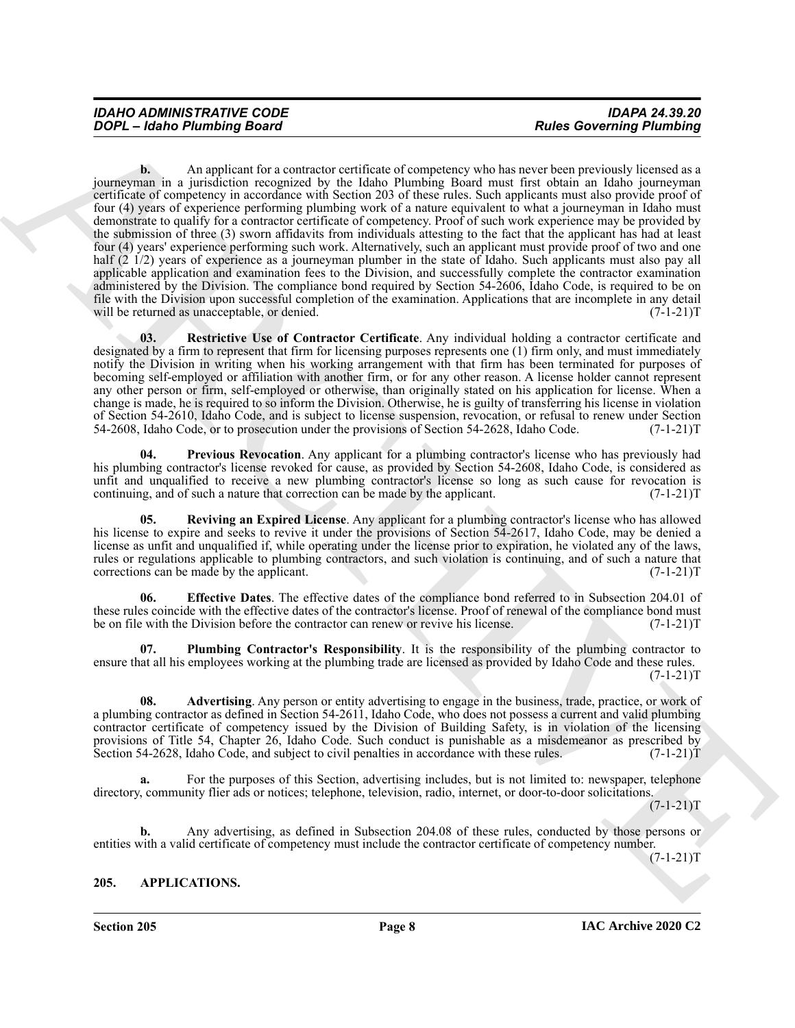**b.** An applicant for a contractor certificate of competency who has never been previously licensed as a journeyman in a jurisdiction recognized by the Idaho Plumbing Board must first obtain an Idaho journeyman certificate of competency in accordance with Section 203 of these rules. Such applicants must also provide proof of four (4) years of experience performing plumbing work of a nature equivalent to what a journeyman in Idaho must demonstrate to qualify for a contractor certificate of competency. Proof of such work experience may be provided by the submission of three (3) sworn affidavits from individuals attesting to the fact that the applicant has had at least four (4) years' experience performing such work. Alternatively, such an applicant must provide proof of two and one half (2 1/2) years of experience as a journeyman plumber in the state of Idaho. Such applicants must also pay all applicable application and examination fees to the Division, and successfully complete the contractor examination administered by the Division. The compliance bond required by Section 54-2606, Idaho Code, is required to be on file with the Division upon successful completion of the examination. Applications that are incomplete in any detail will be returned as unacceptable, or denied. (7-1-21)T

**03. Restrictive Use of Contractor Certificate**. Any individual holding a contractor certificate and designated by a firm to represent that firm for licensing purposes represents one (1) firm only, and must immediately notify the Division in writing when his working arrangement with that firm has been terminated for purposes of becoming self-employed or affiliation with another firm, or for any other reason. A license holder cannot represent any other person or firm, self-employed or otherwise, than originally stated on his application for license. When a change is made, he is required to so inform the Division. Otherwise, he is guilty of transferring his license in violation of Section 54-2610, Idaho Code, and is subject to license suspension, revocation, or refusal to renew under Section 54-2608, Idaho Code, or to prosecution under the provisions of Section 54-2628, Idaho Code. (7-1-21)T

**04. Previous Revocation**. Any applicant for a plumbing contractor's license who has previously had his plumbing contractor's license revoked for cause, as provided by Section 54-2608, Idaho Code, is considered as unfit and unqualified to receive a new plumbing contractor's license so long as such cause for revocation is continuing, and of such a nature that correction can be made by the applicant. (7-1-21)T

**05. Reviving an Expired License**. Any applicant for a plumbing contractor's license who has allowed his license to expire and seeks to revive it under the provisions of Section 54-2617, Idaho Code, may be denied a license as unfit and unqualified if, while operating under the license prior to expiration, he violated any of the laws, rules or regulations applicable to plumbing contractors, and such violation is continuing, and of such a nature that corrections can be made by the applicant. (7-1-21)T

**06. Effective Dates**. The effective dates of the compliance bond referred to in Subsection 204.01 of these rules coincide with the effective dates of the contractor's license. Proof of renewal of the compliance bond must be on file with the Division before the contractor can renew or revive his license. (7-1-21)T

**07. Plumbing Contractor's Responsibility**. It is the responsibility of the plumbing contractor to ensure that all his employees working at the plumbing trade are licensed as provided by Idaho Code and these rules. (7-1-21)T

**08. Advertising**. Any person or entity advertising to engage in the business, trade, practice, or work of a plumbing contractor as defined in Section 54-2611, Idaho Code, who does not possess a current and valid plumbing contractor certificate of competency issued by the Division of Building Safety, is in violation of the licensing provisions of Title 54, Chapter 26, Idaho Code. Such conduct is punishable as a misdemeanor as prescribed by Section 54-2628, Idaho Code, and subject to civil penalties in accordance with these rules. (7-1-21)T

**a.** For the purposes of this Section, advertising includes, but is not limited to: newspaper, telephone directory, community flier ads or notices; telephone, television, radio, internet, or door-to-door solicitations. (7-1-21)T

**b.** Any advertising, as defined in Subsection 204.08 of these rules, conducted by those persons or entities with a valid certificate of competency must include the contractor certificate of competency number. (7-1-21)T

## 205. APPLICATIONS.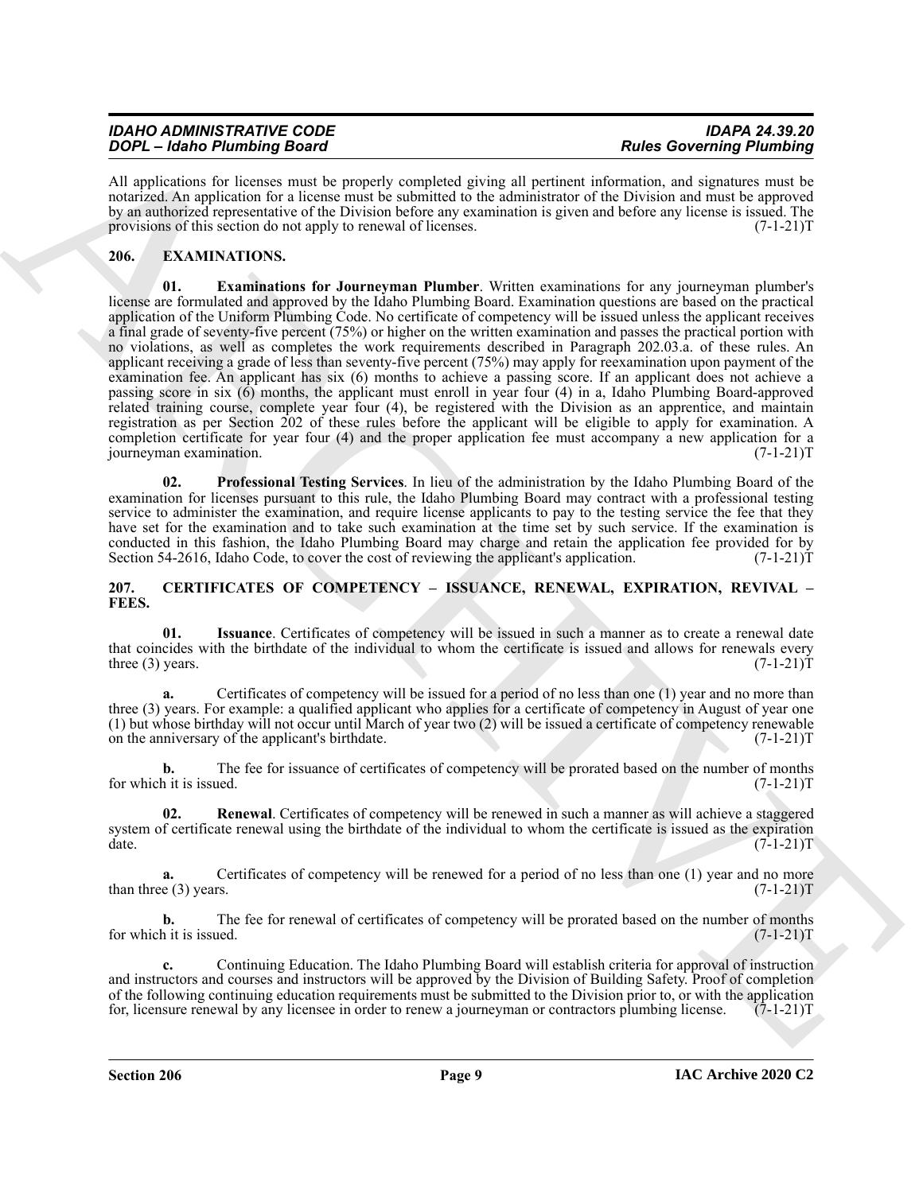All applications for licenses must be properly completed giving all pertinent information, and signatures must be notarized. An application for a license must be submitted to the administrator of the Division and must be approved by an authorized representative of the Division before any examination is given and before any license is issued. The provisions of this section do not apply to renewal of licenses. (7-1-21)T

## 206. EXAMINATIONS.

**01. Examinations for Journeyman Plumber**. Written examinations for any journeyman plumber's license are formulated and approved by the Idaho Plumbing Board. Examination questions are based on the practical application of the Uniform Plumbing Code. No certificate of competency will be issued unless the applicant receives a final grade of seventy-five percent (75%) or higher on the written examination and passes the practical portion with no violations, as well as completes the work requirements described in Paragraph 202.03.a. of these rules. An applicant receiving a grade of less than seventy-five percent (75%) may apply for reexamination upon payment of the examination fee. An applicant has six (6) months to achieve a passing score. If an applicant does not achieve a passing score in six (6) months, the applicant must enroll in year four (4) in a, Idaho Plumbing Board-approved related training course, complete year four (4), be registered with the Division as an apprentice, and maintain registration as per Section 202 of these rules before the applicant will be eligible to apply for examination. A completion certificate for year four (4) and the proper application fee must accompany a new application for a journeyman examination. (7-1-21)T

**02. Professional Testing Services**. In lieu of the administration by the Idaho Plumbing Board of the examination for licenses pursuant to this rule, the Idaho Plumbing Board may contract with a professional testing service to administer the examination, and require license applicants to pay to the testing service the fee that they have set for the examination and to take such examination at the time set by such service. If the examination is conducted in this fashion, the Idaho Plumbing Board may charge and retain the application fee provided for by Section 54-2616, Idaho Code, to cover the cost of reviewing the applicant's application. (7-1-21)T

## 207. CERTIFICATES OF COMPETENCY – ISSUANCE, RENEWAL, EXPIRATION, REVIVAL – FEES.

**01. Issuance**. Certificates of competency will be issued in such a manner as to create a renewal date that coincides with the birthdate of the individual to whom the certificate is issued and allows for renewals every three (3) years. (7-1-21)T

**a.** Certificates of competency will be issued for a period of no less than one (1) year and no more than three (3) years. For example: a qualified applicant who applies for a certificate of competency in August of year one (1) but whose birthday will not occur until March of year two (2) will be issued a certificate of competency renewable on the anniversary of the applicant's birthdate. (7-1-21)T

**b.** The fee for issuance of certificates of competency will be prorated based on the number of months for which it is issued. (7-1-21)T

**02. Renewal**. Certificates of competency will be renewed in such a manner as will achieve a staggered system of certificate renewal using the birthdate of the individual to whom the certificate is issued as the expiration date. (7-1-21)T

**a.** Certificates of competency will be renewed for a period of no less than one (1) year and no more than three (3) years. (7-1-21)T

**b.** The fee for renewal of certificates of competency will be prorated based on the number of months for which it is issued. (7-1-21)T

**c.** Continuing Education. The Idaho Plumbing Board will establish criteria for approval of instruction and instructors and courses and instructors will be approved by the Division of Building Safety. Proof of completion of the following continuing education requirements must be submitted to the Division prior to, or with the application for, licensure renewal by any licensee in order to renew a journeyman or contractors plumbing license. (7-1-21)T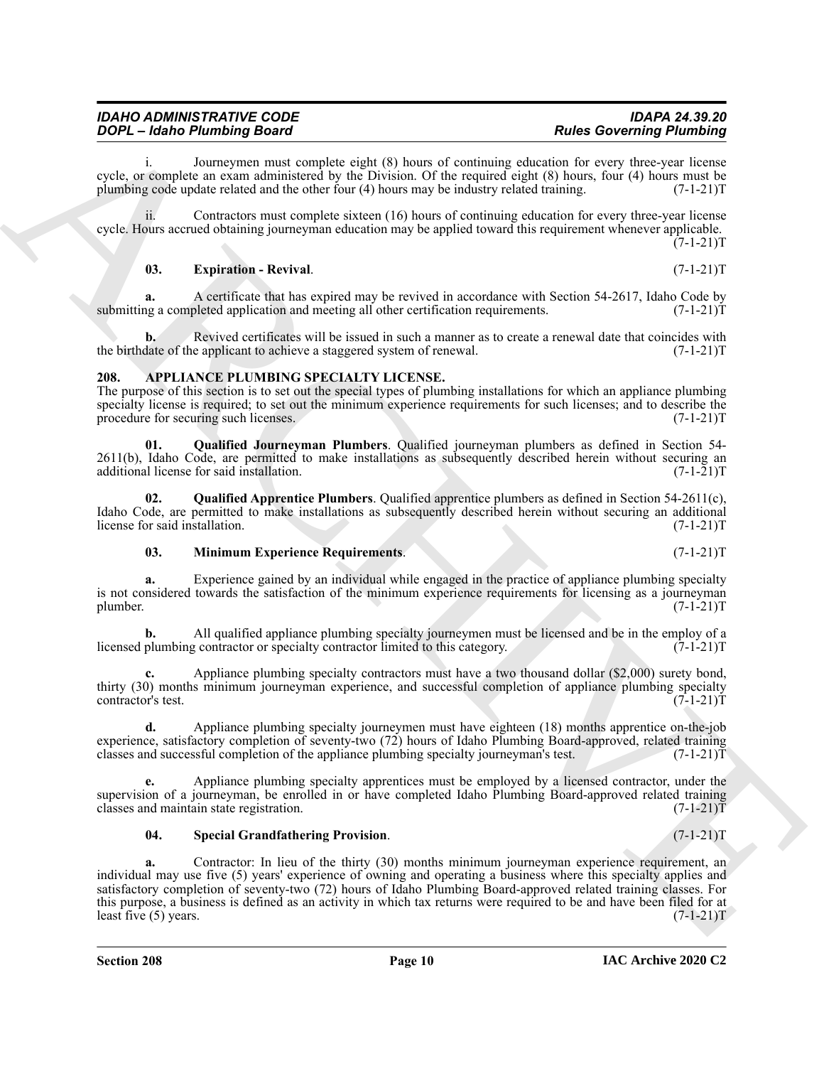i. Journeymen must complete eight (8) hours of continuing education for every three-year license cycle, or complete an exam administered by the Division. Of the required eight (8) hours, four (4) hours must be plumbing code update related and the other four (4) hours may be industry related training. (7-1-21)T

ii. Contractors must complete sixteen (16) hours of continuing education for every three-year license cycle. Hours accrued obtaining journeyman education may be applied toward this requirement whenever applicable. (7-1-21)T

**03. Expiration - Revival**. (7-1-21)T

**a.** A certificate that has expired may be revived in accordance with Section 54-2617, Idaho Code by submitting a completed application and meeting all other certification requirements. (7-1-21)T

**b.** Revived certificates will be issued in such a manner as to create a renewal date that coincides with the birthdate of the applicant to achieve a staggered system of renewal. (7-1-21)T

### 208. APPLIANCE PLUMBING SPECIALTY LICENSE.

The purpose of this section is to set out the special types of plumbing installations for which an appliance plumbing specialty license is required; to set out the minimum experience requirements for such licenses; and to describe the procedure for securing such licenses. (7-1-21)T

**01. Qualified Journeyman Plumbers**. Qualified journeyman plumbers as defined in Section 54-2611(b), Idaho Code, are permitted to make installations as subsequently described herein without securing an additional license for said installation. (7-1-21)T

**02. Qualified Apprentice Plumbers**. Qualified apprentice plumbers as defined in Section 54-2611(c), Idaho Code, are permitted to make installations as subsequently described herein without securing an additional license for said installation. (7-1-21)T

**03. Minimum Experience Requirements**. (7-1-21)T

**a.** Experience gained by an individual while engaged in the practice of appliance plumbing specialty is not considered towards the satisfaction of the minimum experience requirements for licensing as a journeyman plumber. (7-1-21)T

**b.** All qualified appliance plumbing specialty journeymen must be licensed and be in the employ of a licensed plumbing contractor or specialty contractor limited to this category. (7-1-21)T

**c.** Appliance plumbing specialty contractors must have a two thousand dollar ($2,000) surety bond, thirty (30) months minimum journeyman experience, and successful completion of appliance plumbing specialty contractor's test. (7-1-21)T

**d.** Appliance plumbing specialty journeymen must have eighteen (18) months apprentice on-the-job experience, satisfactory completion of seventy-two (72) hours of Idaho Plumbing Board-approved, related training classes and successful completion of the appliance plumbing specialty journeyman's test. (7-1-21)T

**e.** Appliance plumbing specialty apprentices must be employed by a licensed contractor, under the supervision of a journeyman, be enrolled in or have completed Idaho Plumbing Board-approved related training classes and maintain state registration. (7-1-21)T

**04. Special Grandfathering Provision**. (7-1-21)T

**a.** Contractor: In lieu of the thirty (30) months minimum journeyman experience requirement, an individual may use five (5) years' experience of owning and operating a business where this specialty applies and satisfactory completion of seventy-two (72) hours of Idaho Plumbing Board-approved related training classes. For this purpose, a business is defined as an activity in which tax returns were required to be and have been filed for at least five (5) years. (7-1-21)T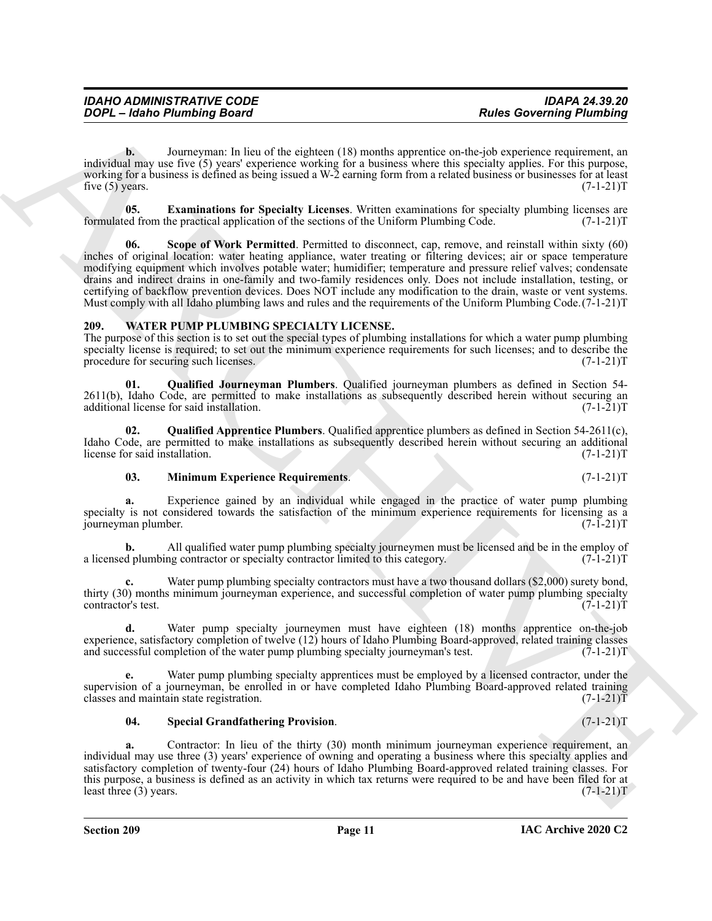**b.** Journeyman: In lieu of the eighteen (18) months apprentice on-the-job experience requirement, an individual may use five (5) years' experience working for a business where this specialty applies. For this purpose, working for a business is defined as being issued a W-2 earning form from a related business or businesses for at least five (5) years. (7-1-21)T

**05. Examinations for Specialty Licenses**. Written examinations for specialty plumbing licenses are formulated from the practical application of the sections of the Uniform Plumbing Code. (7-1-21)T

**06. Scope of Work Permitted**. Permitted to disconnect, cap, remove, and reinstall within sixty (60) inches of original location: water heating appliance, water treating or filtering devices; air or space temperature modifying equipment which involves potable water; humidifier; temperature and pressure relief valves; condensate drains and indirect drains in one-family and two-family residences only. Does not include installation, testing, or certifying of backflow prevention devices. Does NOT include any modification to the drain, waste or vent systems. Must comply with all Idaho plumbing laws and rules and the requirements of the Uniform Plumbing Code. (7-1-21)T

## 209. WATER PUMP PLUMBING SPECIALTY LICENSE.

The purpose of this section is to set out the special types of plumbing installations for which a water pump plumbing specialty license is required; to set out the minimum experience requirements for such licenses; and to describe the procedure for securing such licenses. (7-1-21)T

**01. Qualified Journeyman Plumbers**. Qualified journeyman plumbers as defined in Section 54-2611(b), Idaho Code, are permitted to make installations as subsequently described herein without securing an additional license for said installation. (7-1-21)T

**02. Qualified Apprentice Plumbers**. Qualified apprentice plumbers as defined in Section 54-2611(c), Idaho Code, are permitted to make installations as subsequently described herein without securing an additional license for said installation. (7-1-21)T

**03. Minimum Experience Requirements**. (7-1-21)T

**a.** Experience gained by an individual while engaged in the practice of water pump plumbing specialty is not considered towards the satisfaction of the minimum experience requirements for licensing as a journeyman plumber. (7-1-21)T

**b.** All qualified water pump plumbing specialty journeymen must be licensed and be in the employ of a licensed plumbing contractor or specialty contractor limited to this category. (7-1-21)T

**c.** Water pump plumbing specialty contractors must have a two thousand dollars ($2,000) surety bond, thirty (30) months minimum journeyman experience, and successful completion of water pump plumbing specialty contractor's test. (7-1-21)T

**d.** Water pump specialty journeymen must have eighteen (18) months apprentice on-the-job experience, satisfactory completion of twelve (12) hours of Idaho Plumbing Board-approved, related training classes and successful completion of the water pump plumbing specialty journeyman's test. (7-1-21)T

**e.** Water pump plumbing specialty apprentices must be employed by a licensed contractor, under the supervision of a journeyman, be enrolled in or have completed Idaho Plumbing Board-approved related training classes and maintain state registration. (7-1-21)T

**04. Special Grandfathering Provision**. (7-1-21)T

**a.** Contractor: In lieu of the thirty (30) month minimum journeyman experience requirement, an individual may use three (3) years' experience of owning and operating a business where this specialty applies and satisfactory completion of twenty-four (24) hours of Idaho Plumbing Board-approved related training classes. For this purpose, a business is defined as an activity in which tax returns were required to be and have been filed for at least three (3) years. (7-1-21)T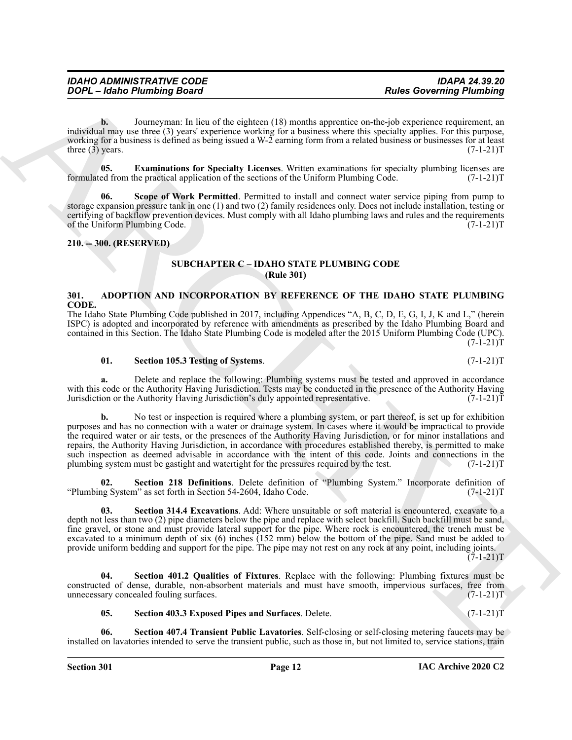**b.** Journeyman: In lieu of the eighteen (18) months apprentice on-the-job experience requirement, an individual may use three (3) years' experience working for a business where this specialty applies. For this purpose, working for a business is defined as being issued a W-2 earning form from a related business or businesses for at least three (3) years. (7-1-21)T

**05. Examinations for Specialty Licenses**. Written examinations for specialty plumbing licenses are formulated from the practical application of the sections of the Uniform Plumbing Code. (7-1-21)T

**06. Scope of Work Permitted**. Permitted to install and connect water service piping from pump to storage expansion pressure tank in one (1) and two (2) family residences only. Does not include installation, testing or certifying of backflow prevention devices. Must comply with all Idaho plumbing laws and rules and the requirements of the Uniform Plumbing Code. (7-1-21)T

**210. -- 300. (RESERVED)**

## SUBCHAPTER C – IDAHO STATE PLUMBING CODE (Rule 301)

### 301. ADOPTION AND INCORPORATION BY REFERENCE OF THE IDAHO STATE PLUMBING CODE.

The Idaho State Plumbing Code published in 2017, including Appendices "A, B, C, D, E, G, I, J, K and L," (herein ISPC) is adopted and incorporated by reference with amendments as prescribed by the Idaho Plumbing Board and contained in this Section. The Idaho State Plumbing Code is modeled after the 2015 Uniform Plumbing Code (UPC). (7-1-21)T

**01. Section 105.3 Testing of Systems**. (7-1-21)T

**a.** Delete and replace the following: Plumbing systems must be tested and approved in accordance with this code or the Authority Having Jurisdiction. Tests may be conducted in the presence of the Authority Having Jurisdiction or the Authority Having Jurisdiction's duly appointed representative. (7-1-21)T

**b.** No test or inspection is required where a plumbing system, or part thereof, is set up for exhibition purposes and has no connection with a water or drainage system. In cases where it would be impractical to provide the required water or air tests, or the presences of the Authority Having Jurisdiction, or for minor installations and repairs, the Authority Having Jurisdiction, in accordance with procedures established thereby, is permitted to make such inspection as deemed advisable in accordance with the intent of this code. Joints and connections in the plumbing system must be gastight and watertight for the pressures required by the test. (7-1-21)T

**02. Section 218 Definitions**. Delete definition of "Plumbing System." Incorporate definition of "Plumbing System" as set forth in Section 54-2604, Idaho Code. (7-1-21)T

**03. Section 314.4 Excavations**. Add: Where unsuitable or soft material is encountered, excavate to a depth not less than two (2) pipe diameters below the pipe and replace with select backfill. Such backfill must be sand, fine gravel, or stone and must provide lateral support for the pipe. Where rock is encountered, the trench must be excavated to a minimum depth of six (6) inches (152 mm) below the bottom of the pipe. Sand must be added to provide uniform bedding and support for the pipe. The pipe may not rest on any rock at any point, including joints. (7-1-21)T

**04. Section 401.2 Qualities of Fixtures**. Replace with the following: Plumbing fixtures must be constructed of dense, durable, non-absorbent materials and must have smooth, impervious surfaces, free from unnecessary concealed fouling surfaces. (7-1-21)T

**05. Section 403.3 Exposed Pipes and Surfaces**. Delete. (7-1-21)T

**06. Section 407.4 Transient Public Lavatories**. Self-closing or self-closing metering faucets may be installed on lavatories intended to serve the transient public, such as those in, but not limited to, service stations, train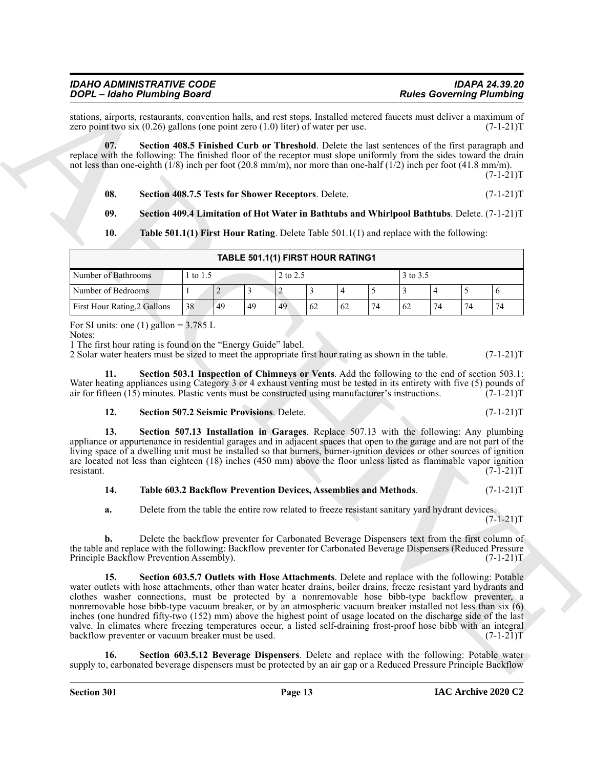stations, airports, restaurants, convention halls, and rest stops. Installed metered faucets must deliver a maximum of zero point two six (0.26) gallons (one point zero (1.0) liter) of water per use. (7-1-21)T

**07. Section 408.5 Finished Curb or Threshold**. Delete the last sentences of the first paragraph and replace with the following: The finished floor of the receptor must slope uniformly from the sides toward the drain not less than one-eighth (1/8) inch per foot (20.8 mm/m), nor more than one-half (1/2) inch per foot (41.8 mm/m). (7-1-21)T

**08. Section 408.7.5 Tests for Shower Receptors**. Delete. (7-1-21)T

**09. Section 409.4 Limitation of Hot Water in Bathtubs and Whirlpool Bathtubs**. Delete. (7-1-21)T

**10. Table 501.1(1) First Hour Rating**. Delete Table 501.1(1) and replace with the following:

| TABLE 501.1(1) FIRST HOUR RATING1 | | | | | | | | | | | |
|---|---|---|---|---|---|---|---|---|---|---|---|
| Number of Bathrooms | 1 to 1.5 | | | 2 to 2.5 | | | | 3 to 3.5 | | | |
| Number of Bedrooms | 1 | 2 | 3 | 2 | 3 | 4 | 5 | 3 | 4 | 5 | 6 |
| First Hour Rating,2 Gallons | 38 | 49 | 49 | 49 | 62 | 62 | 74 | 62 | 74 | 74 | 74 |

For SI units: one (1) gallon = 3.785 L
Notes:
1 The first hour rating is found on the "Energy Guide" label.
2 Solar water heaters must be sized to meet the appropriate first hour rating as shown in the table. (7-1-21)T

**11. Section 503.1 Inspection of Chimneys or Vents**. Add the following to the end of section 503.1: Water heating appliances using Category 3 or 4 exhaust venting must be tested in its entirety with five (5) pounds of air for fifteen (15) minutes. Plastic vents must be constructed using manufacturer's instructions. (7-1-21)T

**12. Section 507.2 Seismic Provisions**. Delete. (7-1-21)T

**13. Section 507.13 Installation in Garages**. Replace 507.13 with the following: Any plumbing appliance or appurtenance in residential garages and in adjacent spaces that open to the garage and are not part of the living space of a dwelling unit must be installed so that burners, burner-ignition devices or other sources of ignition are located not less than eighteen (18) inches (450 mm) above the floor unless listed as flammable vapor ignition resistant. (7-1-21)T

**14. Table 603.2 Backflow Prevention Devices, Assemblies and Methods**. (7-1-21)T

**a.** Delete from the table the entire row related to freeze resistant sanitary yard hydrant devices. (7-1-21)T

**b.** Delete the backflow preventer for Carbonated Beverage Dispensers text from the first column of the table and replace with the following: Backflow preventer for Carbonated Beverage Dispensers (Reduced Pressure Principle Backflow Prevention Assembly). (7-1-21)T

**15. Section 603.5.7 Outlets with Hose Attachments**. Delete and replace with the following: Potable water outlets with hose attachments, other than water heater drains, boiler drains, freeze resistant yard hydrants and clothes washer connections, must be protected by a nonremovable hose bibb-type backflow preventer, a nonremovable hose bibb-type vacuum breaker, or by an atmospheric vacuum breaker installed not less than six (6) inches (one hundred fifty-two (152) mm) above the highest point of usage located on the discharge side of the last valve. In climates where freezing temperatures occur, a listed self-draining frost-proof hose bibb with an integral backflow preventer or vacuum breaker must be used. (7-1-21)T

**16. Section 603.5.12 Beverage Dispensers**. Delete and replace with the following: Potable water supply to, carbonated beverage dispensers must be protected by an air gap or a Reduced Pressure Principle Backflow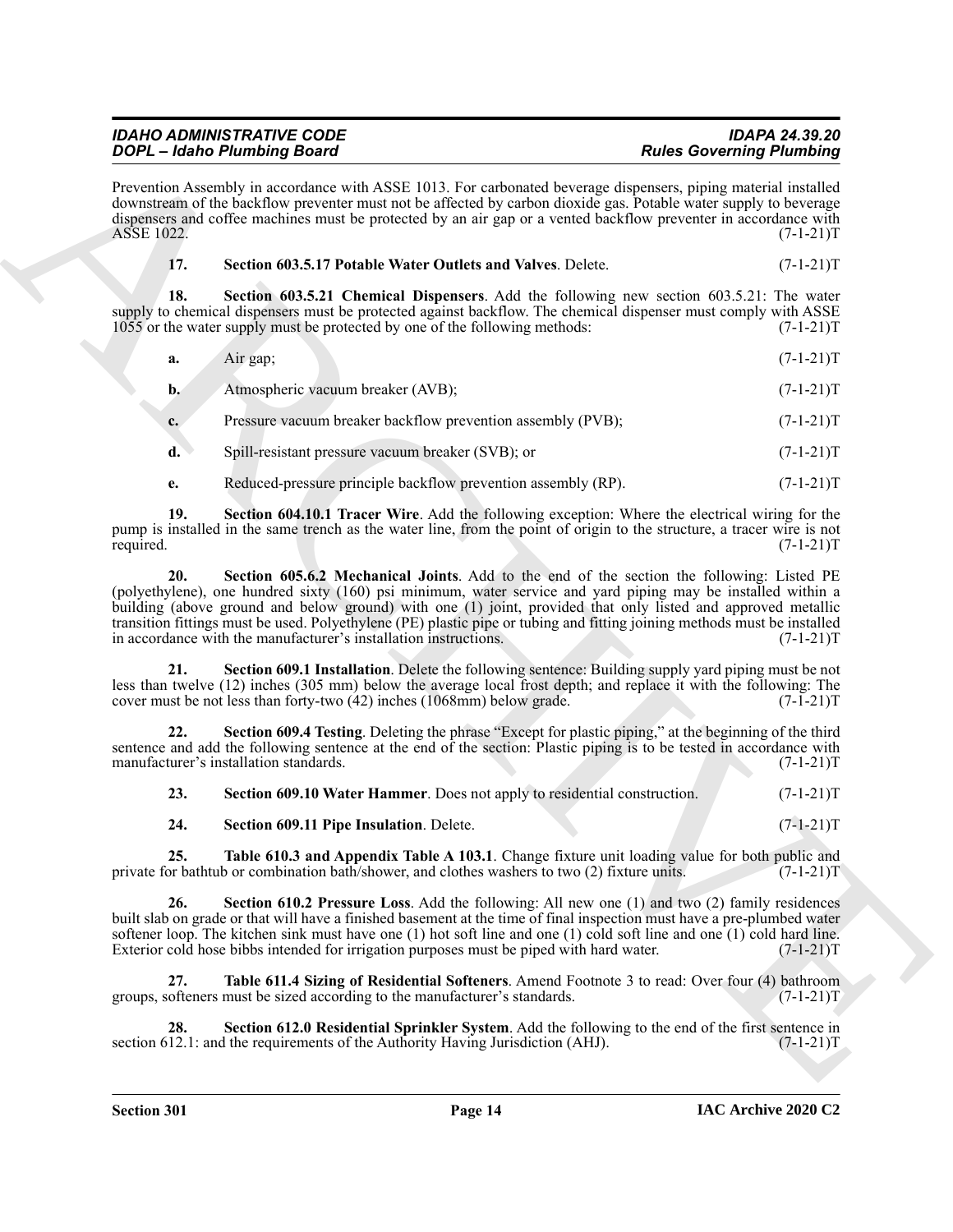Prevention Assembly in accordance with ASSE 1013. For carbonated beverage dispensers, piping material installed downstream of the backflow preventer must not be affected by carbon dioxide gas. Potable water supply to beverage dispensers and coffee machines must be protected by an air gap or a vented backflow preventer in accordance with ASSE 1022. (7-1-21)T

**17. Section 603.5.17 Potable Water Outlets and Valves**. Delete. (7-1-21)T

**18. Section 603.5.21 Chemical Dispensers**. Add the following new section 603.5.21: The water supply to chemical dispensers must be protected against backflow. The chemical dispenser must comply with ASSE 1055 or the water supply must be protected by one of the following methods: (7-1-21)T

a. Air gap; (7-1-21)T

b. Atmospheric vacuum breaker (AVB); (7-1-21)T

c. Pressure vacuum breaker backflow prevention assembly (PVB); (7-1-21)T

d. Spill-resistant pressure vacuum breaker (SVB); or (7-1-21)T

e. Reduced-pressure principle backflow prevention assembly (RP). (7-1-21)T

**19. Section 604.10.1 Tracer Wire**. Add the following exception: Where the electrical wiring for the pump is installed in the same trench as the water line, from the point of origin to the structure, a tracer wire is not required. (7-1-21)T

**20. Section 605.6.2 Mechanical Joints**. Add to the end of the section the following: Listed PE (polyethylene), one hundred sixty (160) psi minimum, water service and yard piping may be installed within a building (above ground and below ground) with one (1) joint, provided that only listed and approved metallic transition fittings must be used. Polyethylene (PE) plastic pipe or tubing and fitting joining methods must be installed in accordance with the manufacturer's installation instructions. (7-1-21)T

**21. Section 609.1 Installation**. Delete the following sentence: Building supply yard piping must be not less than twelve (12) inches (305 mm) below the average local frost depth; and replace it with the following: The cover must be not less than forty-two (42) inches (1068mm) below grade. (7-1-21)T

**22. Section 609.4 Testing**. Deleting the phrase "Except for plastic piping," at the beginning of the third sentence and add the following sentence at the end of the section: Plastic piping is to be tested in accordance with manufacturer's installation standards. (7-1-21)T

**23. Section 609.10 Water Hammer**. Does not apply to residential construction. (7-1-21)T

**24. Section 609.11 Pipe Insulation**. Delete. (7-1-21)T

**25. Table 610.3 and Appendix Table A 103.1**. Change fixture unit loading value for both public and private for bathtub or combination bath/shower, and clothes washers to two (2) fixture units. (7-1-21)T

**26. Section 610.2 Pressure Loss**. Add the following: All new one (1) and two (2) family residences built slab on grade or that will have a finished basement at the time of final inspection must have a pre-plumbed water softener loop. The kitchen sink must have one (1) hot soft line and one (1) cold soft line and one (1) cold hard line. Exterior cold hose bibbs intended for irrigation purposes must be piped with hard water. (7-1-21)T

**27. Table 611.4 Sizing of Residential Softeners**. Amend Footnote 3 to read: Over four (4) bathroom groups, softeners must be sized according to the manufacturer's standards. (7-1-21)T

**28. Section 612.0 Residential Sprinkler System**. Add the following to the end of the first sentence in section 612.1: and the requirements of the Authority Having Jurisdiction (AHJ). (7-1-21)T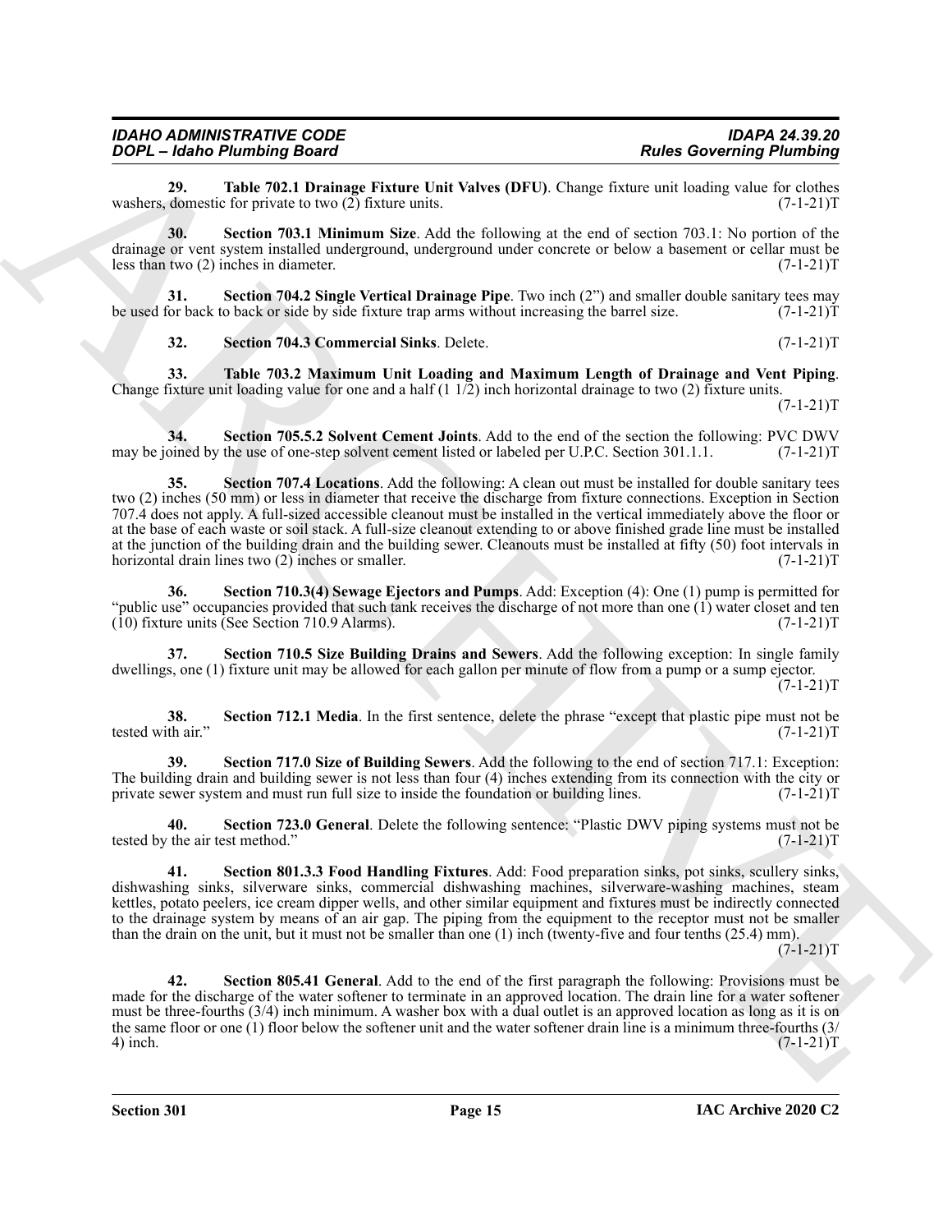**29. Table 702.1 Drainage Fixture Unit Valves (DFU)**. Change fixture unit loading value for clothes washers, domestic for private to two (2) fixture units. (7-1-21)T

**30. Section 703.1 Minimum Size**. Add the following at the end of section 703.1: No portion of the drainage or vent system installed underground, underground under concrete or below a basement or cellar must be less than two (2) inches in diameter. (7-1-21)T

**31. Section 704.2 Single Vertical Drainage Pipe**. Two inch (2") and smaller double sanitary tees may be used for back to back or side by side fixture trap arms without increasing the barrel size. (7-1-21)T

**32. Section 704.3 Commercial Sinks**. Delete. (7-1-21)T

**33. Table 703.2 Maximum Unit Loading and Maximum Length of Drainage and Vent Piping**. Change fixture unit loading value for one and a half (1 1/2) inch horizontal drainage to two (2) fixture units. (7-1-21)T

**34. Section 705.5.2 Solvent Cement Joints**. Add to the end of the section the following: PVC DWV may be joined by the use of one-step solvent cement listed or labeled per U.P.C. Section 301.1.1. (7-1-21)T

**35. Section 707.4 Locations**. Add the following: A clean out must be installed for double sanitary tees two (2) inches (50 mm) or less in diameter that receive the discharge from fixture connections. Exception in Section 707.4 does not apply. A full-sized accessible cleanout must be installed in the vertical immediately above the floor or at the base of each waste or soil stack. A full-size cleanout extending to or above finished grade line must be installed at the junction of the building drain and the building sewer. Cleanouts must be installed at fifty (50) foot intervals in horizontal drain lines two (2) inches or smaller. (7-1-21)T

**36. Section 710.3(4) Sewage Ejectors and Pumps**. Add: Exception (4): One (1) pump is permitted for "public use" occupancies provided that such tank receives the discharge of not more than one (1) water closet and ten (10) fixture units (See Section 710.9 Alarms). (7-1-21)T

**37. Section 710.5 Size Building Drains and Sewers**. Add the following exception: In single family dwellings, one (1) fixture unit may be allowed for each gallon per minute of flow from a pump or a sump ejector. (7-1-21)T

**38. Section 712.1 Media**. In the first sentence, delete the phrase "except that plastic pipe must not be tested with air." (7-1-21)T

**39. Section 717.0 Size of Building Sewers**. Add the following to the end of section 717.1: Exception: The building drain and building sewer is not less than four (4) inches extending from its connection with the city or private sewer system and must run full size to inside the foundation or building lines. (7-1-21)T

**40. Section 723.0 General**. Delete the following sentence: "Plastic DWV piping systems must not be tested by the air test method." (7-1-21)T

**41. Section 801.3.3 Food Handling Fixtures**. Add: Food preparation sinks, pot sinks, scullery sinks, dishwashing sinks, silverware sinks, commercial dishwashing machines, silverware-washing machines, steam kettles, potato peelers, ice cream dipper wells, and other similar equipment and fixtures must be indirectly connected to the drainage system by means of an air gap. The piping from the equipment to the receptor must not be smaller than the drain on the unit, but it must not be smaller than one (1) inch (twenty-five and four tenths (25.4) mm). (7-1-21)T

**42. Section 805.41 General**. Add to the end of the first paragraph the following: Provisions must be made for the discharge of the water softener to terminate in an approved location. The drain line for a water softener must be three-fourths (3/4) inch minimum. A washer box with a dual outlet is an approved location as long as it is on the same floor or one (1) floor below the softener unit and the water softener drain line is a minimum three-fourths (3/4) inch. (7-1-21)T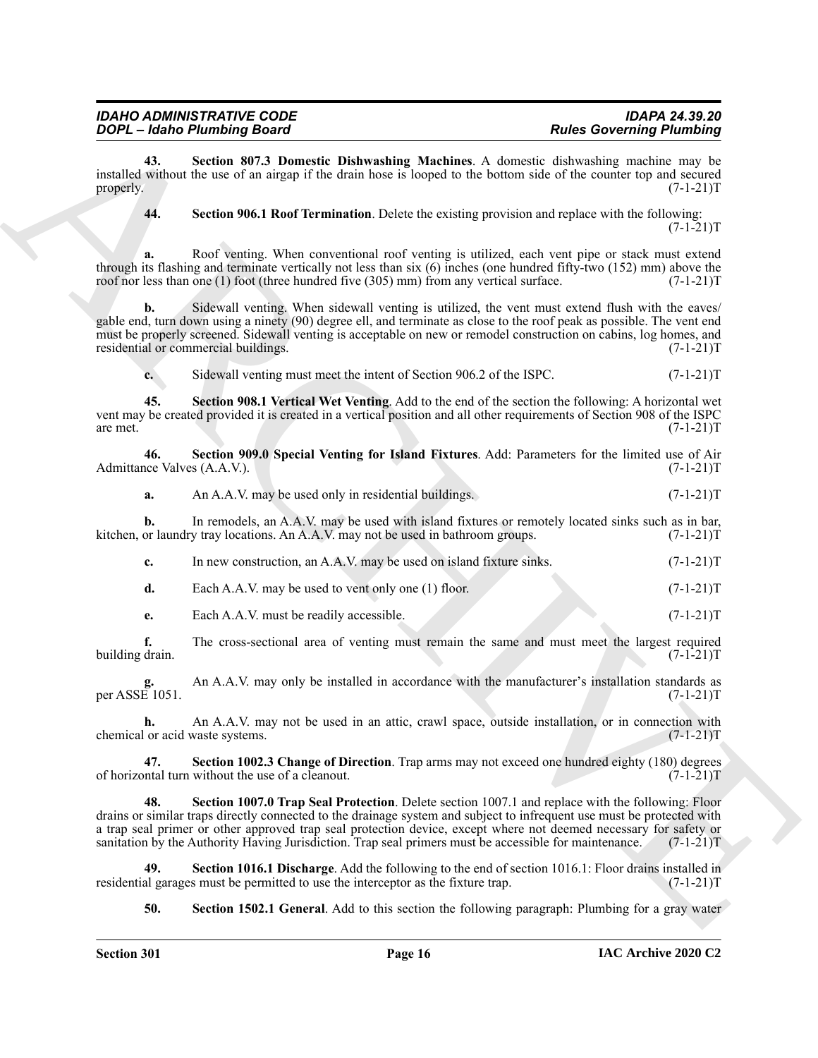**43. Section 807.3 Domestic Dishwashing Machines**. A domestic dishwashing machine may be installed without the use of an airgap if the drain hose is looped to the bottom side of the counter top and secured properly. (7-1-21)T

**44. Section 906.1 Roof Termination**. Delete the existing provision and replace with the following: (7-1-21)T

**a.** Roof venting. When conventional roof venting is utilized, each vent pipe or stack must extend through its flashing and terminate vertically not less than six (6) inches (one hundred fifty-two (152) mm) above the roof nor less than one (1) foot (three hundred five (305) mm) from any vertical surface. (7-1-21)T

**b.** Sidewall venting. When sidewall venting is utilized, the vent must extend flush with the eaves/ gable end, turn down using a ninety (90) degree ell, and terminate as close to the roof peak as possible. The vent end must be properly screened. Sidewall venting is acceptable on new or remodel construction on cabins, log homes, and residential or commercial buildings. (7-1-21)T

**c.** Sidewall venting must meet the intent of Section 906.2 of the ISPC. (7-1-21)T

**45. Section 908.1 Vertical Wet Venting**. Add to the end of the section the following: A horizontal wet vent may be created provided it is created in a vertical position and all other requirements of Section 908 of the ISPC are met. (7-1-21)T

**46. Section 909.0 Special Venting for Island Fixtures**. Add: Parameters for the limited use of Air Admittance Valves (A.A.V.). (7-1-21)T

**a.** An A.A.V. may be used only in residential buildings. (7-1-21)T

**b.** In remodels, an A.A.V. may be used with island fixtures or remotely located sinks such as in bar, kitchen, or laundry tray locations. An A.A.V. may not be used in bathroom groups. (7-1-21)T

**c.** In new construction, an A.A.V. may be used on island fixture sinks. (7-1-21)T

**d.** Each A.A.V. may be used to vent only one (1) floor. (7-1-21)T

**e.** Each A.A.V. must be readily accessible. (7-1-21)T

**f.** The cross-sectional area of venting must remain the same and must meet the largest required building drain. (7-1-21)T

**g.** An A.A.V. may only be installed in accordance with the manufacturer's installation standards as per ASSE 1051. (7-1-21)T

**h.** An A.A.V. may not be used in an attic, crawl space, outside installation, or in connection with chemical or acid waste systems. (7-1-21)T

**47. Section 1002.3 Change of Direction**. Trap arms may not exceed one hundred eighty (180) degrees of horizontal turn without the use of a cleanout. (7-1-21)T

**48. Section 1007.0 Trap Seal Protection**. Delete section 1007.1 and replace with the following: Floor drains or similar traps directly connected to the drainage system and subject to infrequent use must be protected with a trap seal primer or other approved trap seal protection device, except where not deemed necessary for safety or sanitation by the Authority Having Jurisdiction. Trap seal primers must be accessible for maintenance. (7-1-21)T

**49. Section 1016.1 Discharge**. Add the following to the end of section 1016.1: Floor drains installed in residential garages must be permitted to use the interceptor as the fixture trap. (7-1-21)T

**50. Section 1502.1 General**. Add to this section the following paragraph: Plumbing for a gray water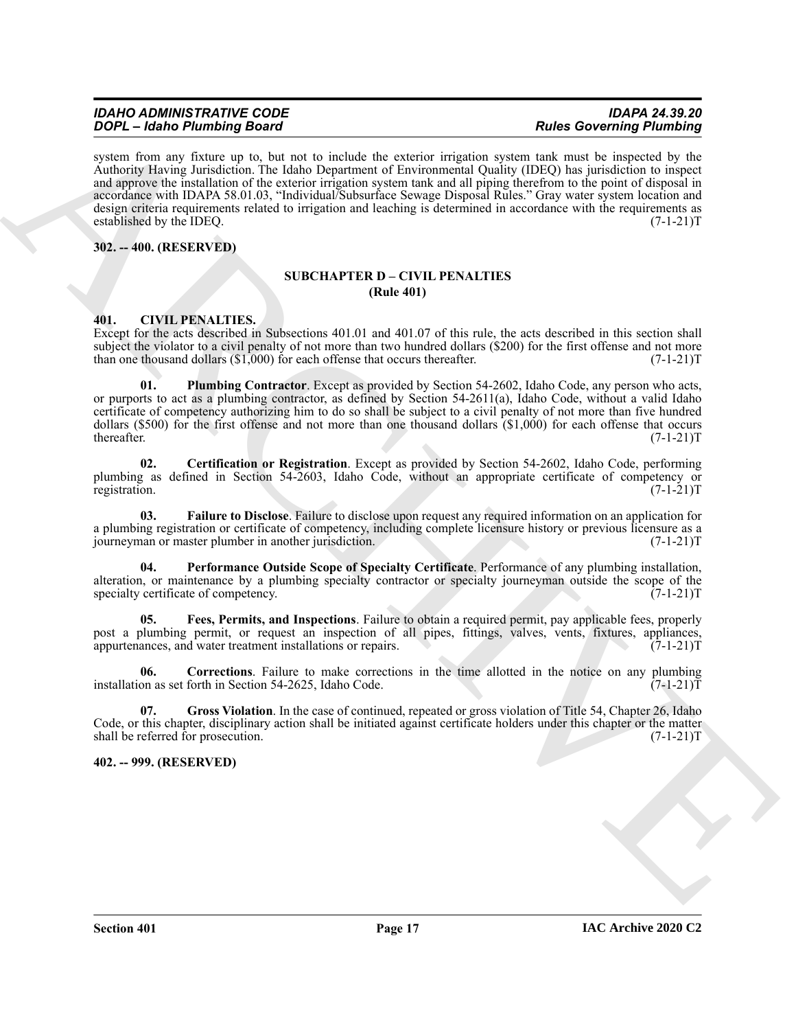system from any fixture up to, but not to include the exterior irrigation system tank must be inspected by the Authority Having Jurisdiction. The Idaho Department of Environmental Quality (IDEQ) has jurisdiction to inspect and approve the installation of the exterior irrigation system tank and all piping therefrom to the point of disposal in accordance with IDAPA 58.01.03, "Individual/Subsurface Sewage Disposal Rules." Gray water system location and design criteria requirements related to irrigation and leaching is determined in accordance with the requirements as established by the IDEQ. (7-1-21)T

**302. -- 400. (RESERVED)**

## SUBCHAPTER D – CIVIL PENALTIES
### (Rule 401)

**401. CIVIL PENALTIES.**

Except for the acts described in Subsections 401.01 and 401.07 of this rule, the acts described in this section shall subject the violator to a civil penalty of not more than two hundred dollars ($200) for the first offense and not more than one thousand dollars ($1,000) for each offense that occurs thereafter. (7-1-21)T

**01. Plumbing Contractor**. Except as provided by Section 54-2602, Idaho Code, any person who acts, or purports to act as a plumbing contractor, as defined by Section 54-2611(a), Idaho Code, without a valid Idaho certificate of competency authorizing him to do so shall be subject to a civil penalty of not more than five hundred dollars ($500) for the first offense and not more than one thousand dollars ($1,000) for each offense that occurs thereafter. (7-1-21)T

**02. Certification or Registration**. Except as provided by Section 54-2602, Idaho Code, performing plumbing as defined in Section 54-2603, Idaho Code, without an appropriate certificate of competency or registration. (7-1-21)T

**03. Failure to Disclose**. Failure to disclose upon request any required information on an application for a plumbing registration or certificate of competency, including complete licensure history or previous licensure as a journeyman or master plumber in another jurisdiction. (7-1-21)T

**04. Performance Outside Scope of Specialty Certificate**. Performance of any plumbing installation, alteration, or maintenance by a plumbing specialty contractor or specialty journeyman outside the scope of the specialty certificate of competency. (7-1-21)T

**05. Fees, Permits, and Inspections**. Failure to obtain a required permit, pay applicable fees, properly post a plumbing permit, or request an inspection of all pipes, fittings, valves, vents, fixtures, appliances, appurtenances, and water treatment installations or repairs. (7-1-21)T

**06. Corrections**. Failure to make corrections in the time allotted in the notice on any plumbing installation as set forth in Section 54-2625, Idaho Code. (7-1-21)T

**07. Gross Violation**. In the case of continued, repeated or gross violation of Title 54, Chapter 26, Idaho Code, or this chapter, disciplinary action shall be initiated against certificate holders under this chapter or the matter shall be referred for prosecution. (7-1-21)T

**402. -- 999. (RESERVED)**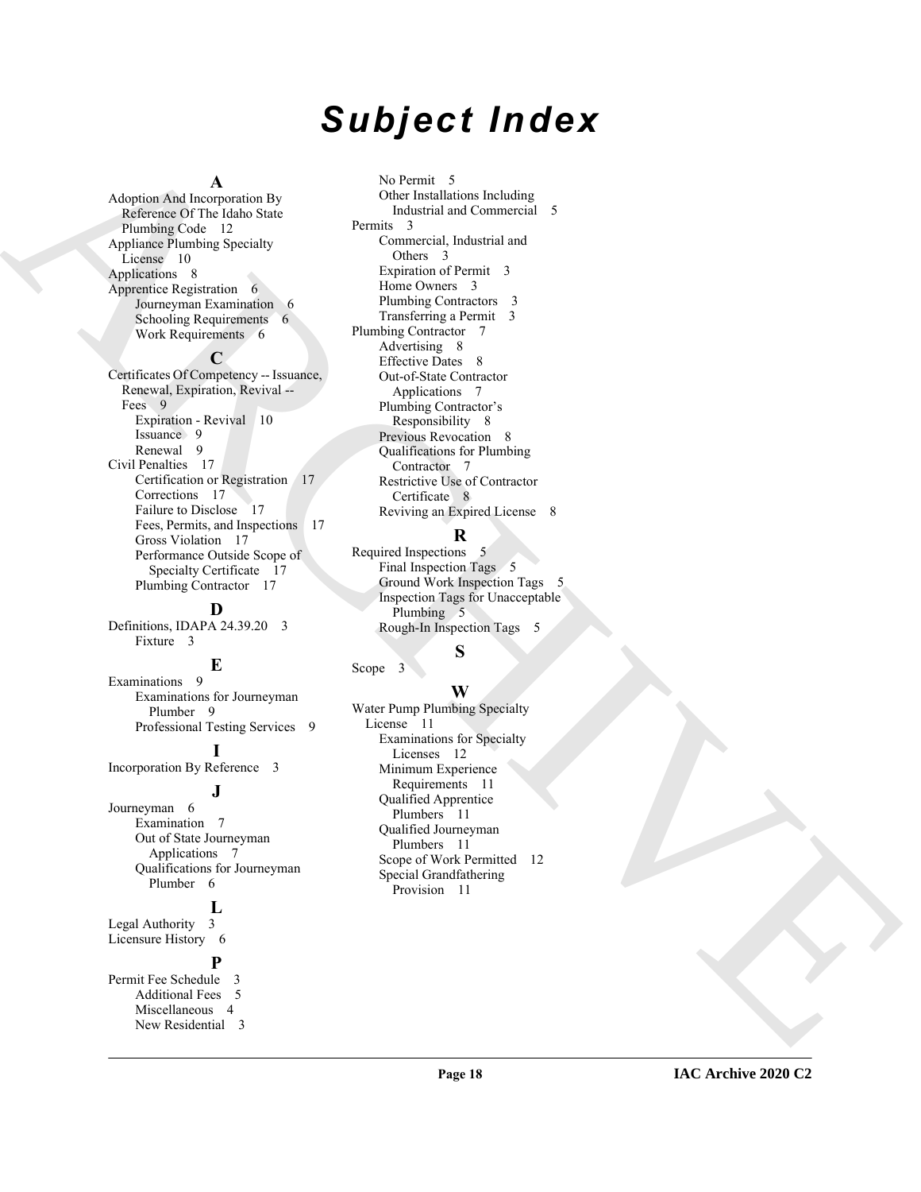# Subject Index

**A**

Adoption And Incorporation By Reference Of The Idaho State Plumbing Code 12

Appliance Plumbing Specialty License 10

Applications 8

Apprentice Registration 6
- Journeyman Examination 6
- Schooling Requirements 6
- Work Requirements 6

**C**

Certificates Of Competency -- Issuance, Renewal, Expiration, Revival -- Fees 9
- Expiration - Revival 10
- Issuance 9
- Renewal 9

Civil Penalties 17
- Certification or Registration 17
- Corrections 17
- Failure to Disclose 17
- Fees, Permits, and Inspections 17
- Gross Violation 17
- Performance Outside Scope of Specialty Certificate 17
- Plumbing Contractor 17

**D**

Definitions, IDAPA 24.39.20 3
- Fixture 3

**E**

Examinations 9
- Examinations for Journeyman Plumber 9
- Professional Testing Services 9

**I**

Incorporation By Reference 3

**J**

Journeyman 6
- Examination 7
- Out of State Journeyman Applications 7
- Qualifications for Journeyman Plumber 6

**L**

Legal Authority 3

Licensure History 6

**P**

Permit Fee Schedule 3
- Additional Fees 5
- Miscellaneous 4
- New Residential 3
- No Permit 5
- Other Installations Including Industrial and Commercial 5

Permits 3
- Commercial, Industrial and Others 3
- Expiration of Permit 3
- Home Owners 3
- Plumbing Contractors 3
- Transferring a Permit 3

Plumbing Contractor 7
- Advertising 8
- Effective Dates 8
- Out-of-State Contractor Applications 7
- Plumbing Contractor's Responsibility 8
- Previous Revocation 8
- Qualifications for Plumbing Contractor 7
- Restrictive Use of Contractor Certificate 8
- Reviving an Expired License 8

**R**

Required Inspections 5
- Final Inspection Tags 5
- Ground Work Inspection Tags 5
- Inspection Tags for Unacceptable Plumbing 5
- Rough-In Inspection Tags 5

**S**

Scope 3

**W**

Water Pump Plumbing Specialty License 11
- Examinations for Specialty Licenses 12
- Minimum Experience Requirements 11
- Qualified Apprentice Plumbers 11
- Qualified Journeyman Plumbers 11
- Scope of Work Permitted 12
- Special Grandfathering Provision 11